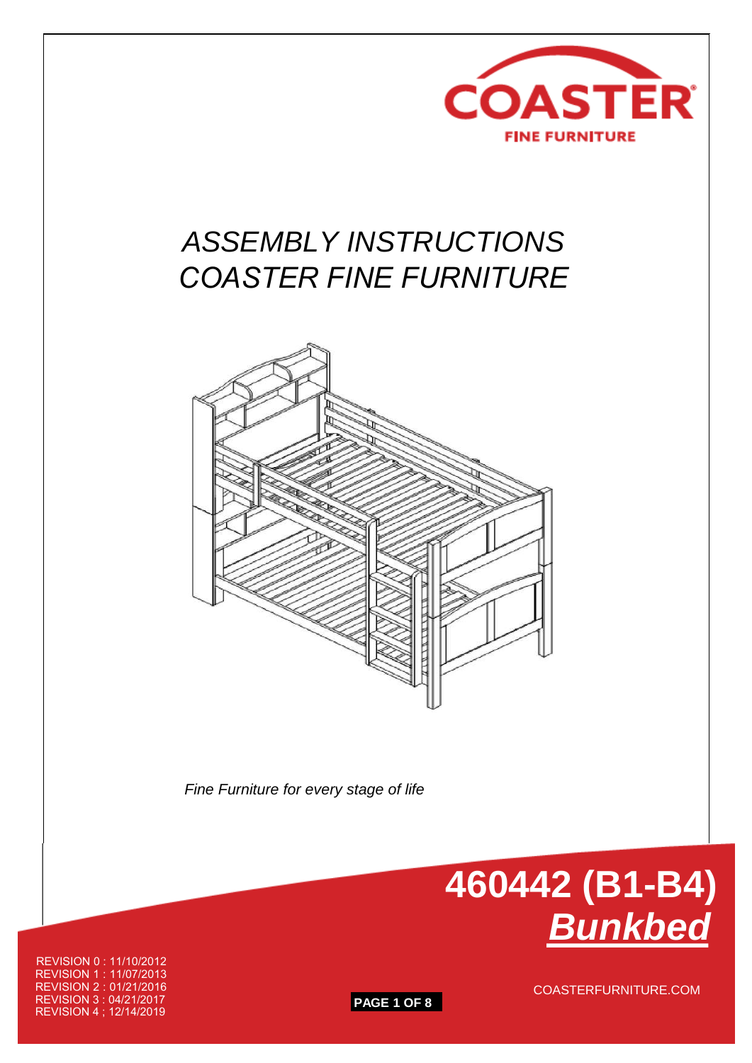COASTER

FINE FURNITURE

# *ASSEMBLY INSTRUCTIONS*
# *COASTER FINE FURNITURE*

*Fine Furniture for every stage of life*

## 460442 (B1-B4)
## ***Bunkbed***

REVISION 0 : 11/10/2012
REVISION 1 : 11/07/2013
REVISION 2 : 01/21/2016
REVISION 3 : 04/21/2017
REVISION 4 ; 12/14/2019

COASTERFURNITURE.COM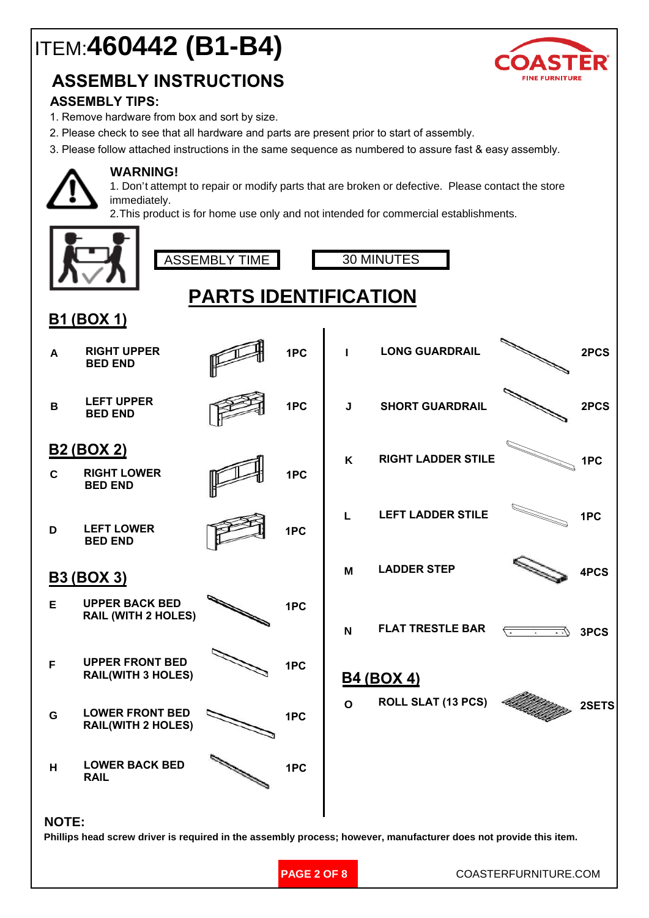# ITEM:**460442 (B1-B4)**

COASTER FINE FURNITURE

## ASSEMBLY INSTRUCTIONS

### ASSEMBLY TIPS:

1. Remove hardware from box and sort by size.
2. Please check to see that all hardware and parts are present prior to start of assembly.
3. Please follow attached instructions in the same sequence as numbered to assure fast & easy assembly.

### WARNING!

1. Don't attempt to repair or modify parts that are broken or defective. Please contact the store immediately.
2. This product is for home use only and not intended for commercial establishments.

| ASSEMBLY TIME | 30 MINUTES |
|---|---|

## PARTS IDENTIFICATION

### B1 (BOX 1)

| | Part | Qty |
|---|---|---|
| A | RIGHT UPPER BED END | 1PC |
| B | LEFT UPPER BED END | 1PC |

### B2 (BOX 2)

| | Part | Qty |
|---|---|---|
| C | RIGHT LOWER BED END | 1PC |
| D | LEFT LOWER BED END | 1PC |

### B3 (BOX 3)

| | Part | Qty |
|---|---|---|
| E | UPPER BACK BED RAIL (WITH 2 HOLES) | 1PC |
| F | UPPER FRONT BED RAIL(WITH 3 HOLES) | 1PC |
| G | LOWER FRONT BED RAIL(WITH 2 HOLES) | 1PC |
| H | LOWER BACK BED RAIL | 1PC |
| I | LONG GUARDRAIL | 2PCS |
| J | SHORT GUARDRAIL | 2PCS |
| K | RIGHT LADDER STILE | 1PC |
| L | LEFT LADDER STILE | 1PC |
| M | LADDER STEP | 4PCS |
| N | FLAT TRESTLE BAR | 3PCS |

### B4 (BOX 4)

| | Part | Qty |
|---|---|---|
| O | ROLL SLAT (13 PCS) | 2SETS |

### NOTE:

**Phillips head screw driver is required in the assembly process; however, manufacturer does not provide this item.**

COASTERFURNITURE.COM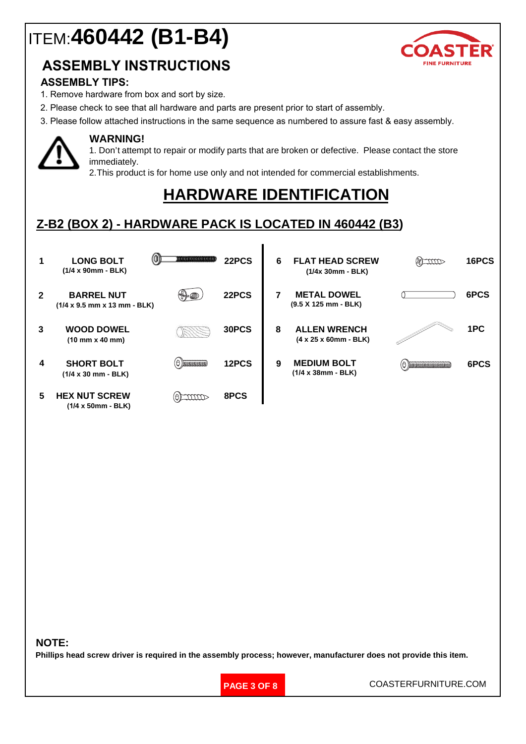# ITEM: **460442 (B1-B4)**

COASTER FINE FURNITURE

## ASSEMBLY INSTRUCTIONS

### ASSEMBLY TIPS:

1. Remove hardware from box and sort by size.
2. Please check to see that all hardware and parts are present prior to start of assembly.
3. Please follow attached instructions in the same sequence as numbered to assure fast & easy assembly.

### WARNING!

1. Don't attempt to repair or modify parts that are broken or defective. Please contact the store immediately.
2. This product is for home use only and not intended for commercial establishments.

## HARDWARE IDENTIFICATION

### Z-B2 (BOX 2) - HARDWARE PACK IS LOCATED IN 460442 (B3)

| No. | Item | Qty |
| --- | --- | --- |
| 1 | **LONG BOLT** (1/4 x 90mm - BLK) | 22PCS |
| 2 | **BARREL NUT** (1/4 x 9.5 mm x 13 mm - BLK) | 22PCS |
| 3 | **WOOD DOWEL** (10 mm x 40 mm) | 30PCS |
| 4 | **SHORT BOLT** (1/4 x 30 mm - BLK) | 12PCS |
| 5 | **HEX NUT SCREW** (1/4 x 50mm - BLK) | 8PCS |
| 6 | **FLAT HEAD SCREW** (1/4x 30mm - BLK) | 16PCS |
| 7 | **METAL DOWEL** (9.5 X 125 mm - BLK) | 6PCS |
| 8 | **ALLEN WRENCH** (4 x 25 x 60mm - BLK) | 1PC |
| 9 | **MEDIUM BOLT** (1/4 x 38mm - BLK) | 6PCS |

**NOTE:**

**Phillips head screw driver is required in the assembly process; however, manufacturer does not provide this item.**

COASTERFURNITURE.COM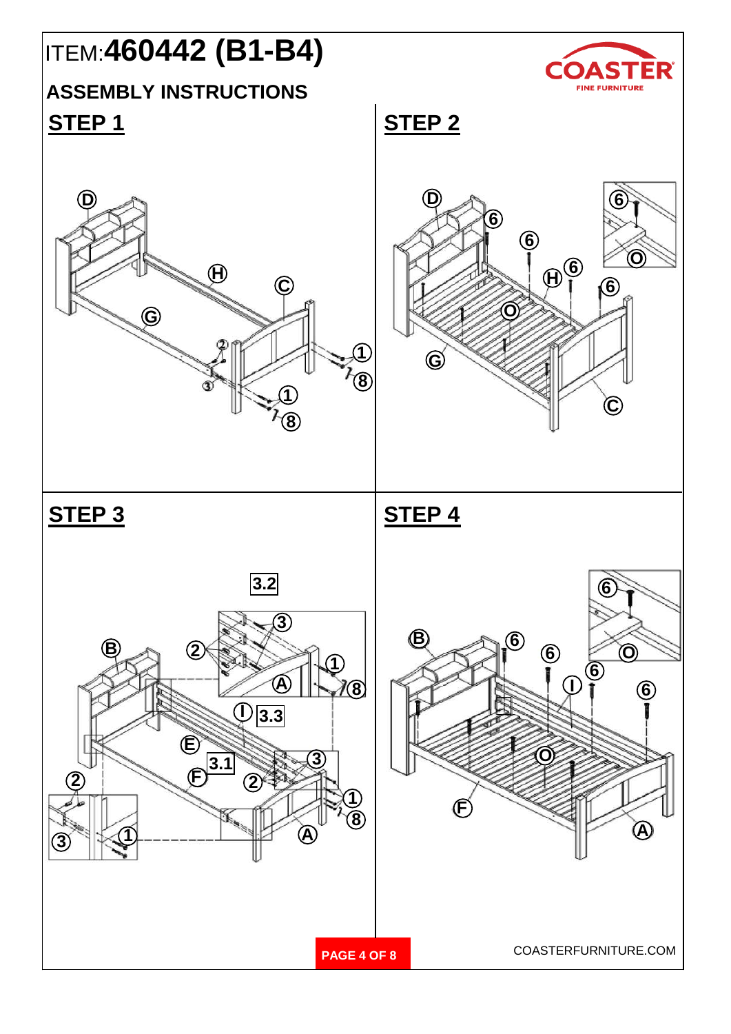ITEM:**460442 (B1-B4)**

## ASSEMBLY INSTRUCTIONS

### STEP 1

### STEP 2

### STEP 3

### STEP 4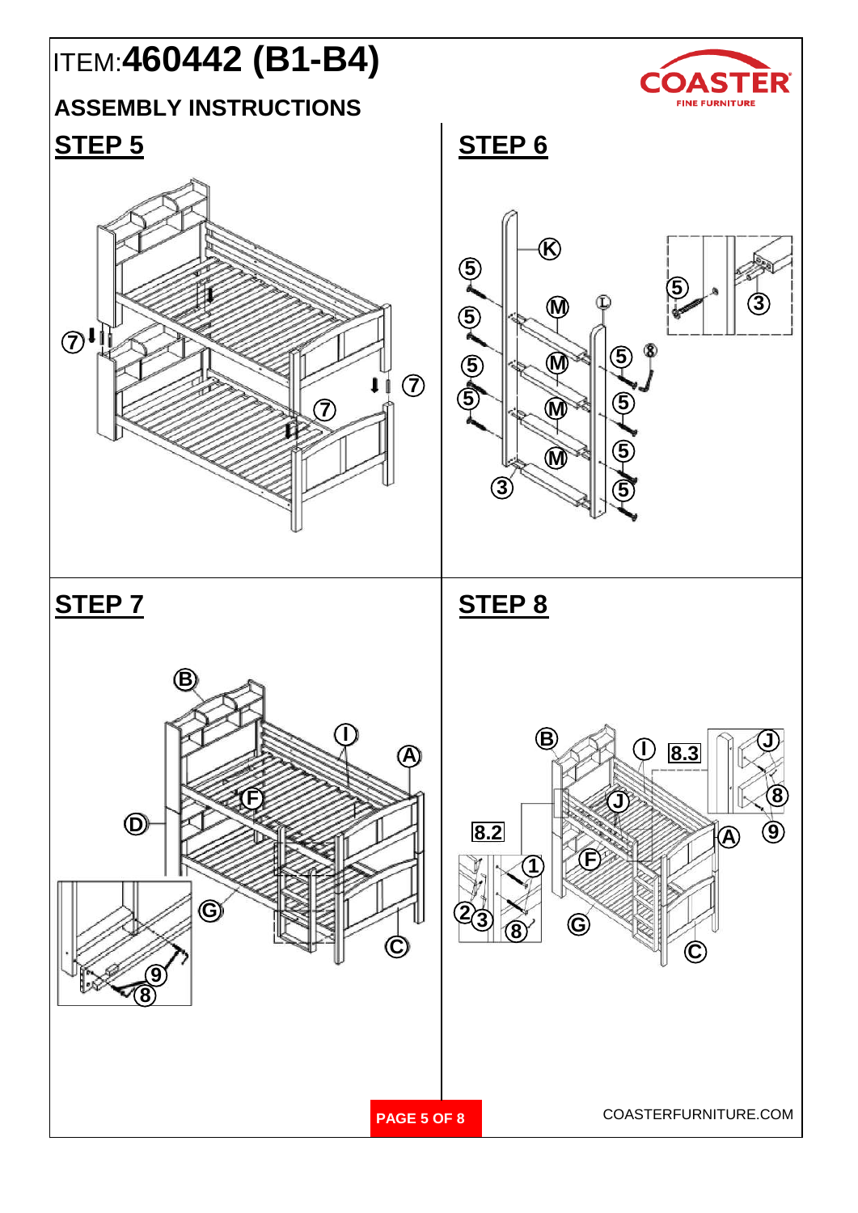# ITEM:460442 (B1-B4)

## ASSEMBLY INSTRUCTIONS

## STEP 5

## STEP 6

## STEP 7

## STEP 8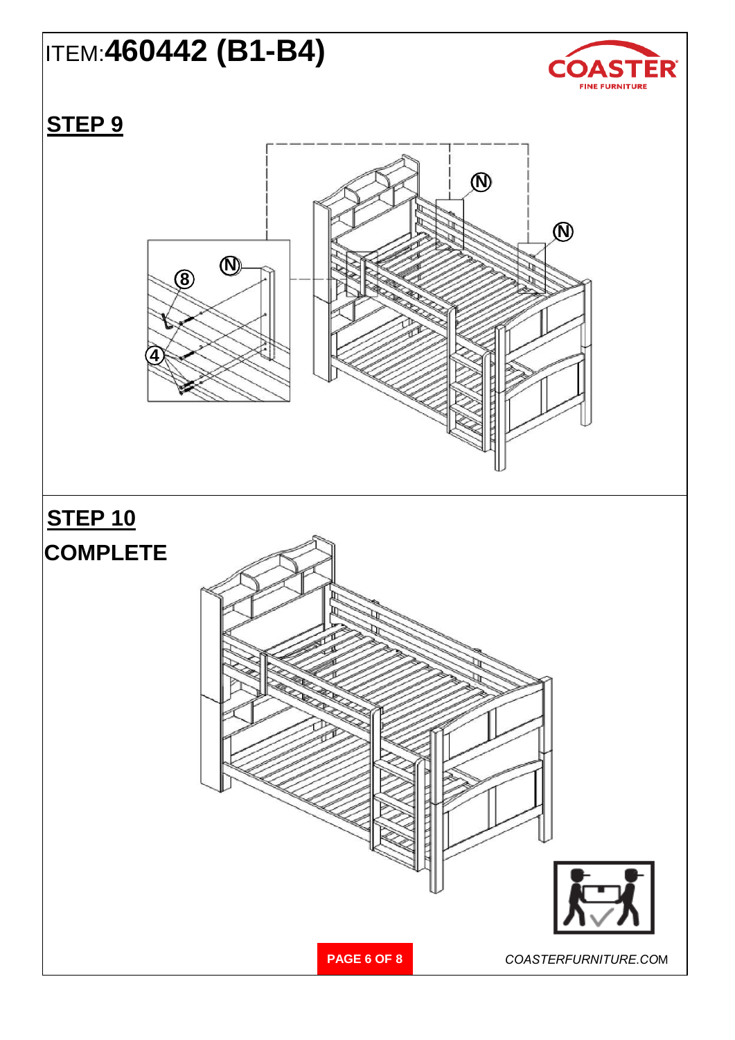# ITEM: **460442 (B1-B4)**

## STEP 9

N

N

N

8

4

## STEP 10

## COMPLETE

COASTERFURNITURE.COM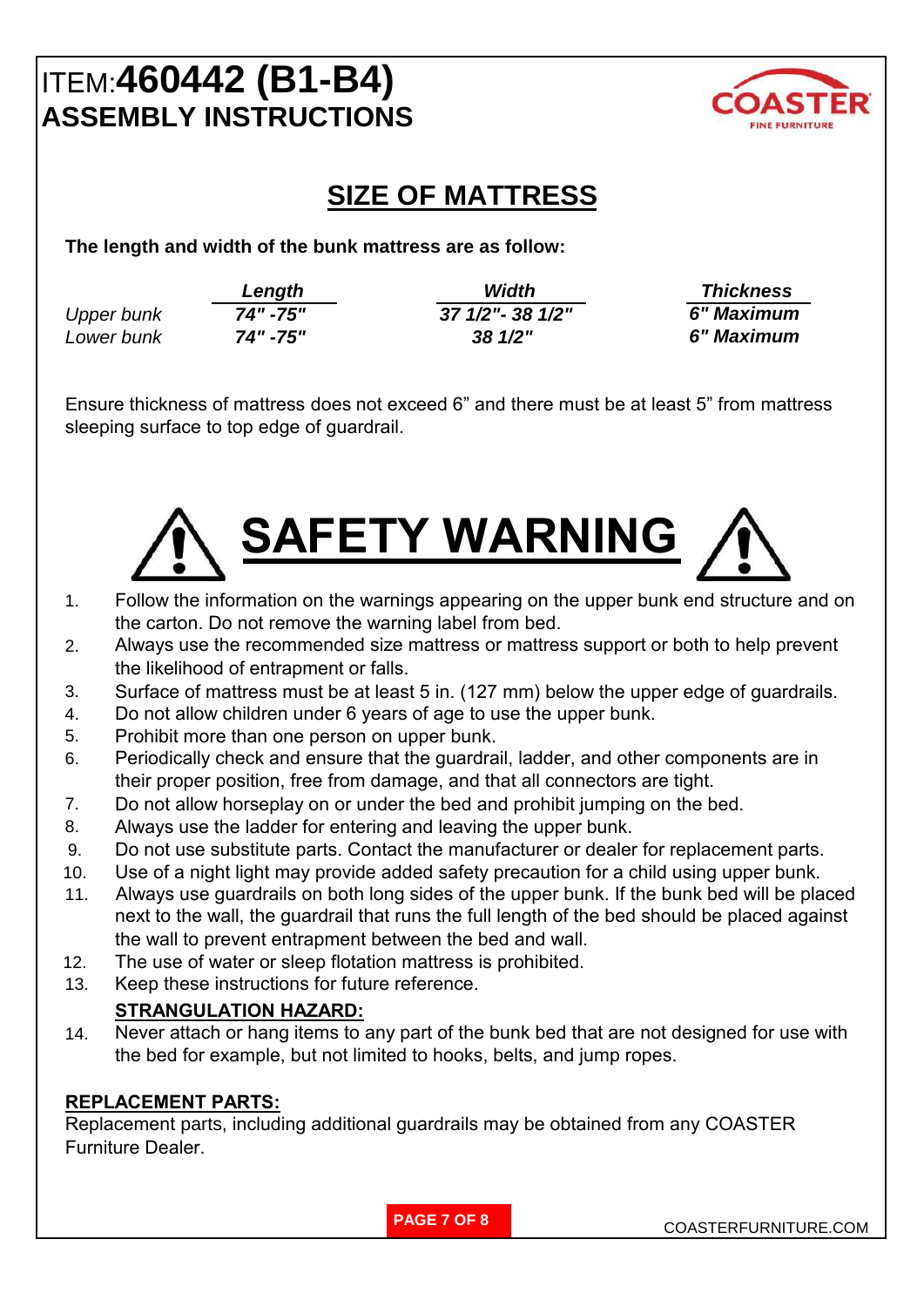# ITEM:**460442 (B1-B4)**
## ASSEMBLY INSTRUCTIONS

COASTER FINE FURNITURE

## SIZE OF MATTRESS

**The length and width of the bunk mattress are as follow:**

| | ***Length*** | ***Width*** | ***Thickness*** |
|---|---|---|---|
| *Upper bunk* | ***74" -75"*** | ***37 1/2"- 38 1/2"*** | ***6" Maximum*** |
| *Lower bunk* | ***74" -75"*** | ***38 1/2"*** | ***6" Maximum*** |

Ensure thickness of mattress does not exceed 6" and there must be at least 5" from mattress sleeping surface to top edge of guardrail.

# SAFETY WARNING

1. Follow the information on the warnings appearing on the upper bunk end structure and on the carton. Do not remove the warning label from bed.
2. Always use the recommended size mattress or mattress support or both to help prevent the likelihood of entrapment or falls.
3. Surface of mattress must be at least 5 in. (127 mm) below the upper edge of guardrails.
4. Do not allow children under 6 years of age to use the upper bunk.
5. Prohibit more than one person on upper bunk.
6. Periodically check and ensure that the guardrail, ladder, and other components are in their proper position, free from damage, and that all connectors are tight.
7. Do not allow horseplay on or under the bed and prohibit jumping on the bed.
8. Always use the ladder for entering and leaving the upper bunk.
9. Do not use substitute parts. Contact the manufacturer or dealer for replacement parts.
10. Use of a night light may provide added safety precaution for a child using upper bunk.
11. Always use guardrails on both long sides of the upper bunk. If the bunk bed will be placed next to the wall, the guardrail that runs the full length of the bed should be placed against the wall to prevent entrapment between the bed and wall.
12. The use of water or sleep flotation mattress is prohibited.
13. Keep these instructions for future reference.

**STRANGULATION HAZARD:**

14. Never attach or hang items to any part of the bunk bed that are not designed for use with the bed for example, but not limited to hooks, belts, and jump ropes.

**REPLACEMENT PARTS:**
Replacement parts, including additional guardrails may be obtained from any COASTER Furniture Dealer.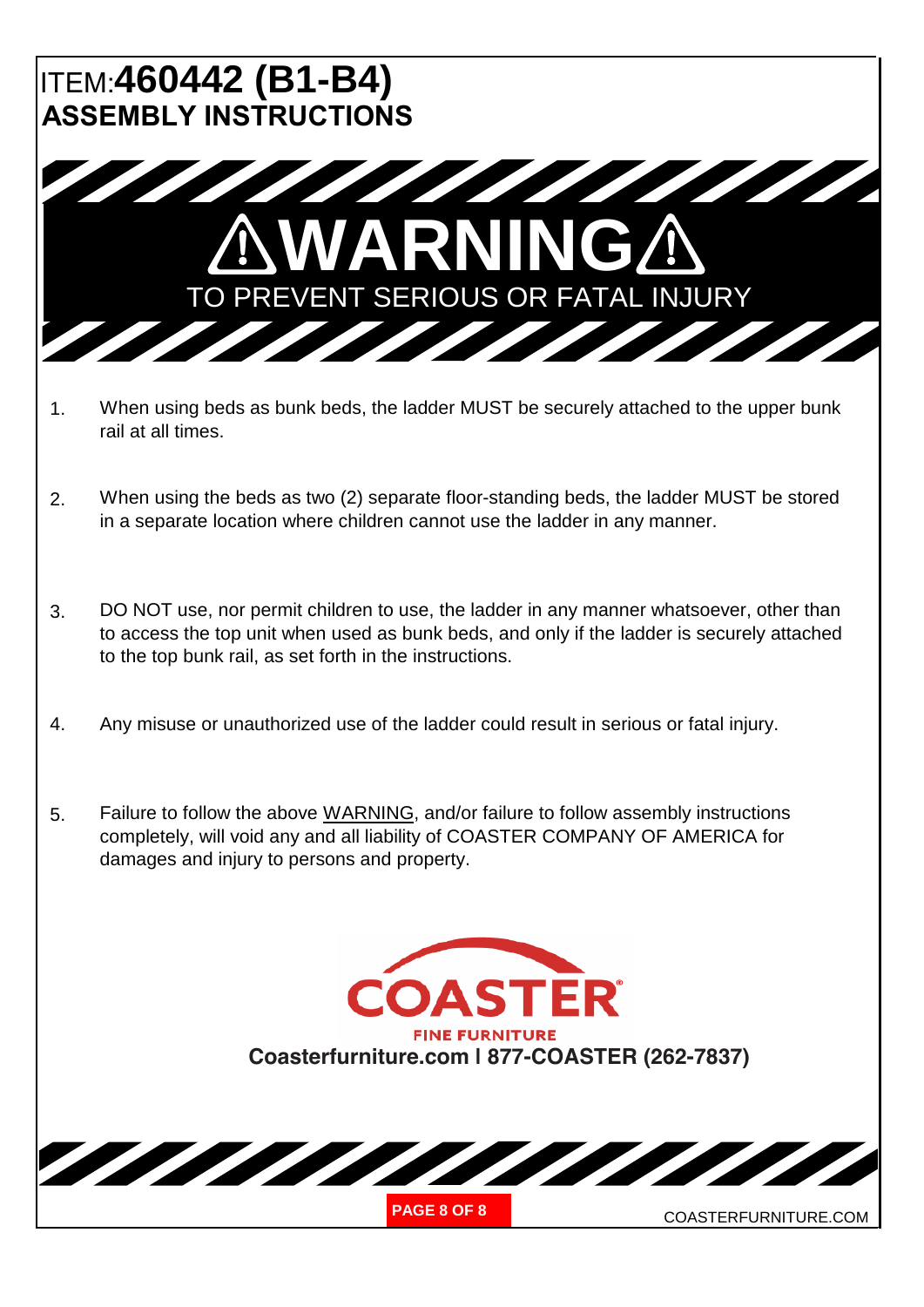# ITEM:460442 (B1-B4)
## ASSEMBLY INSTRUCTIONS

# ⚠WARNING⚠

TO PREVENT SERIOUS OR FATAL INJURY

1. When using beds as bunk beds, the ladder MUST be securely attached to the upper bunk rail at all times.

2. When using the beds as two (2) separate floor-standing beds, the ladder MUST be stored in a separate location where children cannot use the ladder in any manner.

3. DO NOT use, nor permit children to use, the ladder in any manner whatsoever, other than to access the top unit when used as bunk beds, and only if the ladder is securely attached to the top bunk rail, as set forth in the instructions.

4. Any misuse or unauthorized use of the ladder could result in serious or fatal injury.

5. Failure to follow the above WARNING, and/or failure to follow assembly instructions completely, will void any and all liability of COASTER COMPANY OF AMERICA for damages and injury to persons and property.

COASTER®

FINE FURNITURE

**Coasterfurniture.com | 877-COASTER (262-7837)**

COASTERFURNITURE.COM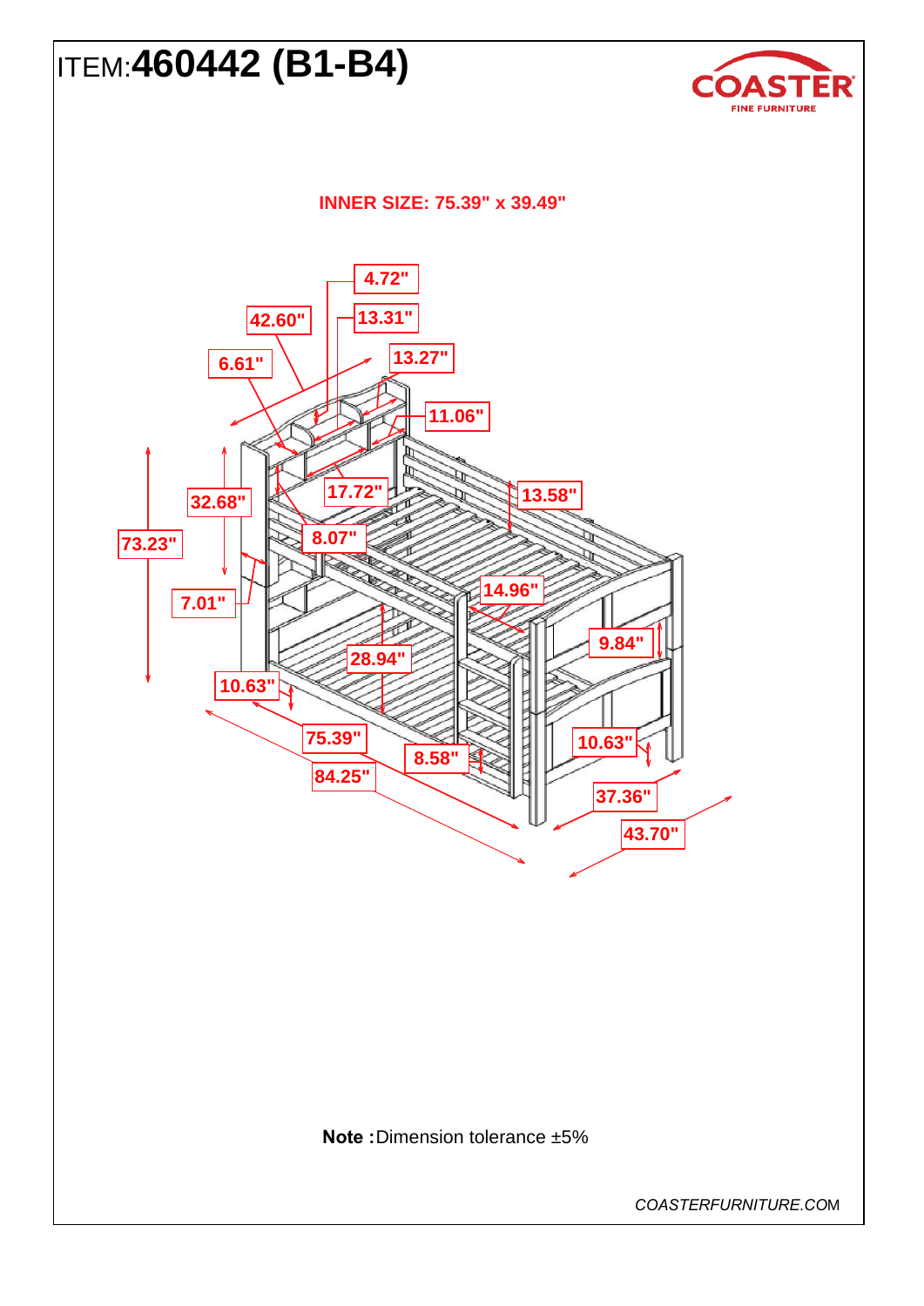# ITEM:**460442 (B1-B4)**

COASTER
FINE FURNITURE

**INNER SIZE: 75.39" x 39.49"**

4.72"
42.60"
13.31"
6.61"
13.27"
11.06"
17.72"
13.58"
32.68"
73.23"
8.07"
14.96"
7.01"
9.84"
28.94"
10.63"
75.39"
10.63"
8.58"
84.25"
37.36"
43.70"

**Note :** Dimension tolerance ±5%

*COASTERFURNITURE.COM*